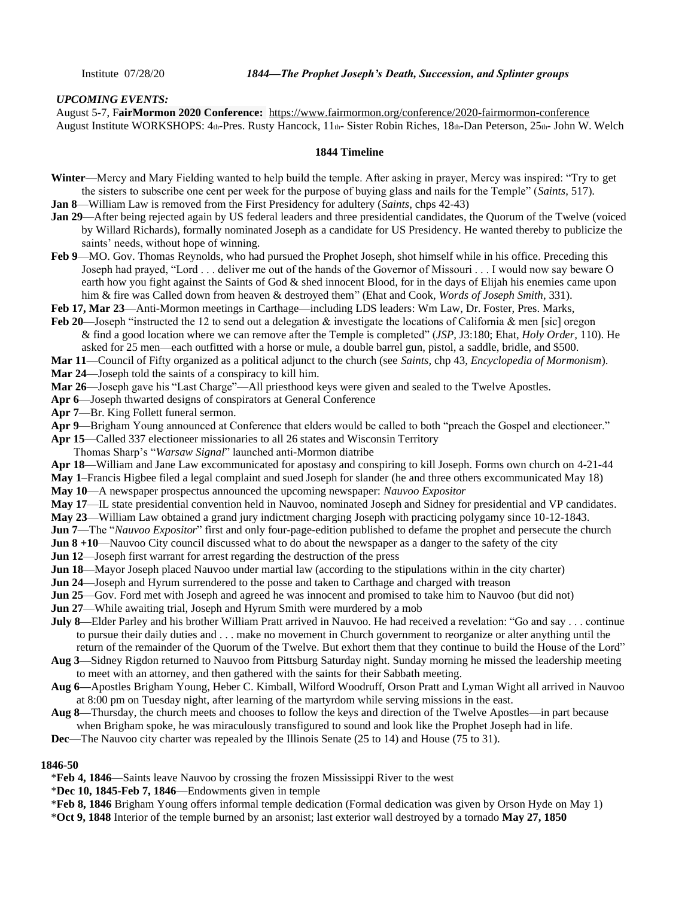Institute 07/28/20 ***1844—The Prophet Joseph's Death, Succession, and Splinter groups***

***UPCOMING EVENTS:***

August 5-7, F**airMormon 2020 Conference:** https://www.fairmormon.org/conference/2020-fairmormon-conference

August Institute WORKSHOPS: 4th-Pres. Rusty Hancock, 11th- Sister Robin Riches, 18th-Dan Peterson, 25th- John W. Welch

## 1844 Timeline

**Winter**—Mercy and Mary Fielding wanted to help build the temple. After asking in prayer, Mercy was inspired: "Try to get the sisters to subscribe one cent per week for the purpose of buying glass and nails for the Temple" (*Saints,* 517).

**Jan 8**—William Law is removed from the First Presidency for adultery (*Saints,* chps 42-43)

**Jan 29**—After being rejected again by US federal leaders and three presidential candidates, the Quorum of the Twelve (voiced by Willard Richards), formally nominated Joseph as a candidate for US Presidency. He wanted thereby to publicize the saints' needs, without hope of winning.

**Feb 9**—MO. Gov. Thomas Reynolds, who had pursued the Prophet Joseph, shot himself while in his office. Preceding this Joseph had prayed, "Lord . . . deliver me out of the hands of the Governor of Missouri . . . I would now say beware O earth how you fight against the Saints of God & shed innocent Blood, for in the days of Elijah his enemies came upon him & fire was Called down from heaven & destroyed them" (Ehat and Cook, *Words of Joseph Smith*, 331).

**Feb 17, Mar 23**—Anti-Mormon meetings in Carthage—including LDS leaders: Wm Law, Dr. Foster, Pres. Marks,

**Feb 20**—Joseph "instructed the 12 to send out a delegation & investigate the locations of California & men [sic] oregon & find a good location where we can remove after the Temple is completed" (*JSP,* J3:180; Ehat, *Holy Order,* 110). He asked for 25 men—each outfitted with a horse or mule, a double barrel gun, pistol, a saddle, bridle, and $500.

**Mar 11**—Council of Fifty organized as a political adjunct to the church (see *Saints,* chp 43, *Encyclopedia of Mormonism*).

**Mar 24**—Joseph told the saints of a conspiracy to kill him.

**Mar 26**—Joseph gave his "Last Charge"—All priesthood keys were given and sealed to the Twelve Apostles.

**Apr 6**—Joseph thwarted designs of conspirators at General Conference

**Apr 7**—Br. King Follett funeral sermon.

**Apr 9**—Brigham Young announced at Conference that elders would be called to both "preach the Gospel and electioneer."

**Apr 15**—Called 337 electioneer missionaries to all 26 states and Wisconsin Territory

Thomas Sharp's "*Warsaw Signal*" launched anti-Mormon diatribe

**Apr 18**—William and Jane Law excommunicated for apostasy and conspiring to kill Joseph. Forms own church on 4-21-44

**May 1**–Francis Higbee filed a legal complaint and sued Joseph for slander (he and three others excommunicated May 18)

**May 10**—A newspaper prospectus announced the upcoming newspaper: *Nauvoo Expositor*

**May 17**—IL state presidential convention held in Nauvoo, nominated Joseph and Sidney for presidential and VP candidates.

**May 23**—William Law obtained a grand jury indictment charging Joseph with practicing polygamy since 10-12-1843.

**Jun 7**—The "*Nauvoo Expositor*" first and only four-page-edition published to defame the prophet and persecute the church

**Jun 8 +10**—Nauvoo City council discussed what to do about the newspaper as a danger to the safety of the city

**Jun 12**—Joseph first warrant for arrest regarding the destruction of the press

**Jun 18**—Mayor Joseph placed Nauvoo under martial law (according to the stipulations within in the city charter)

**Jun 24**—Joseph and Hyrum surrendered to the posse and taken to Carthage and charged with treason

**Jun 25**—Gov. Ford met with Joseph and agreed he was innocent and promised to take him to Nauvoo (but did not)

**Jun 27**—While awaiting trial, Joseph and Hyrum Smith were murdered by a mob

**July 8—**Elder Parley and his brother William Pratt arrived in Nauvoo. He had received a revelation: "Go and say . . . continue to pursue their daily duties and . . . make no movement in Church government to reorganize or alter anything until the return of the remainder of the Quorum of the Twelve. But exhort them that they continue to build the House of the Lord"

**Aug 3—**Sidney Rigdon returned to Nauvoo from Pittsburg Saturday night. Sunday morning he missed the leadership meeting to meet with an attorney, and then gathered with the saints for their Sabbath meeting.

**Aug 6—**Apostles Brigham Young, Heber C. Kimball, Wilford Woodruff, Orson Pratt and Lyman Wight all arrived in Nauvoo at 8:00 pm on Tuesday night, after learning of the martyrdom while serving missions in the east.

**Aug 8—**Thursday, the church meets and chooses to follow the keys and direction of the Twelve Apostles—in part because when Brigham spoke, he was miraculously transfigured to sound and look like the Prophet Joseph had in life.

**Dec**—The Nauvoo city charter was repealed by the Illinois Senate (25 to 14) and House (75 to 31).

**1846-50**

*__Feb 4, 1846__—Saints leave Nauvoo by crossing the frozen Mississippi River to the west

*__Dec 10, 1845-Feb 7, 1846__—Endowments given in temple

*__Feb 8, 1846__ Brigham Young offers informal temple dedication (Formal dedication was given by Orson Hyde on May 1)

*__Oct 9, 1848__ Interior of the temple burned by an arsonist; last exterior wall destroyed by a tornado **May 27, 1850**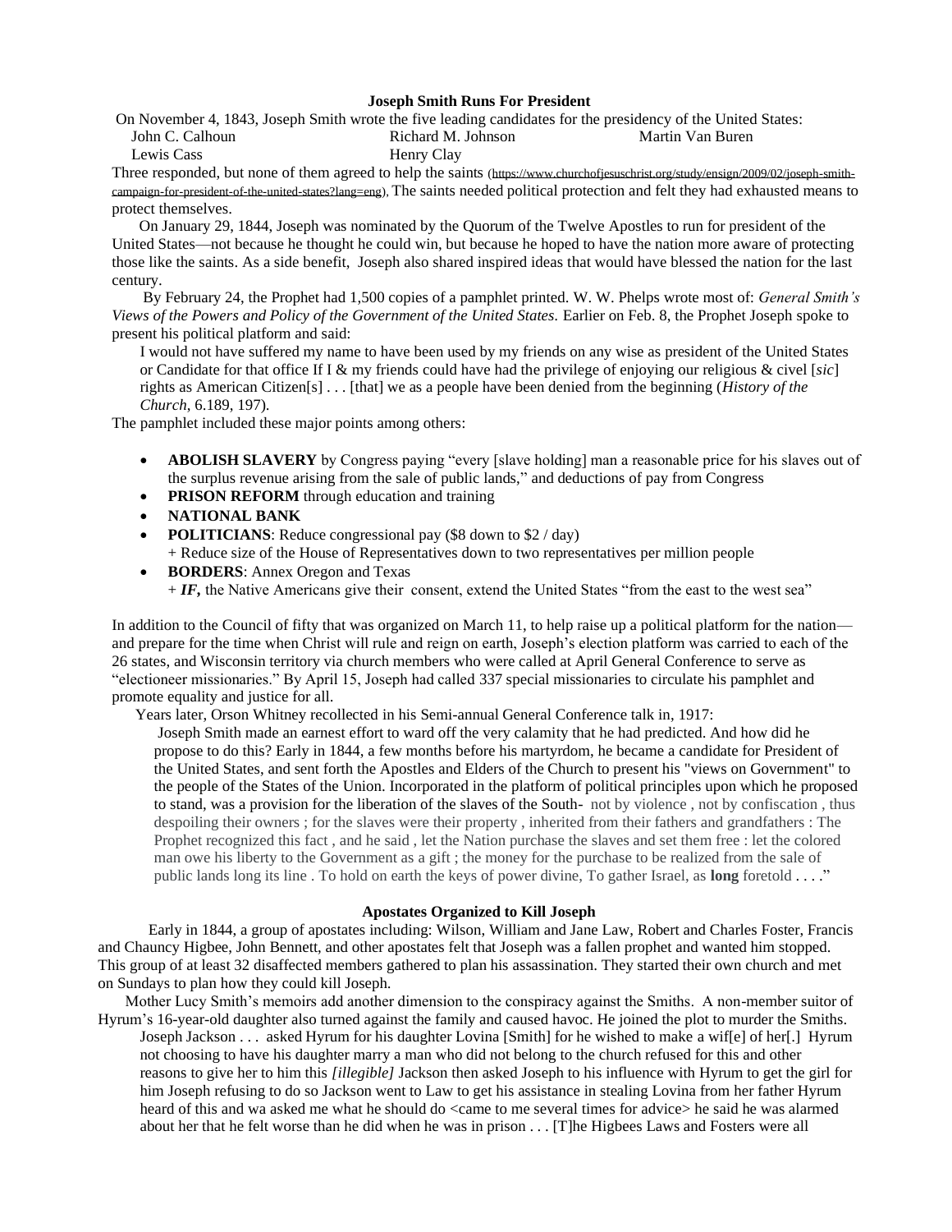## Joseph Smith Runs For President

On November 4, 1843, Joseph Smith wrote the five leading candidates for the presidency of the United States:

| | | |
|---|---|---|
| John C. Calhoun | Richard M. Johnson | Martin Van Buren |
| Lewis Cass | Henry Clay | |

Three responded, but none of them agreed to help the saints (https://www.churchofjesuschrist.org/study/ensign/2009/02/joseph-smith-campaign-for-president-of-the-united-states?lang=eng). The saints needed political protection and felt they had exhausted means to protect themselves.

On January 29, 1844, Joseph was nominated by the Quorum of the Twelve Apostles to run for president of the United States—not because he thought he could win, but because he hoped to have the nation more aware of protecting those like the saints. As a side benefit, Joseph also shared inspired ideas that would have blessed the nation for the last century.

By February 24, the Prophet had 1,500 copies of a pamphlet printed. W. W. Phelps wrote most of: *General Smith's Views of the Powers and Policy of the Government of the United States.* Earlier on Feb. 8, the Prophet Joseph spoke to present his political platform and said:

> I would not have suffered my name to have been used by my friends on any wise as president of the United States or Candidate for that office If I & my friends could have had the privilege of enjoying our religious & civel [*sic*] rights as American Citizen[s] . . . [that] we as a people have been denied from the beginning (*History of the Church*, 6.189, 197).

The pamphlet included these major points among others:

- **ABOLISH SLAVERY** by Congress paying "every [slave holding] man a reasonable price for his slaves out of the surplus revenue arising from the sale of public lands," and deductions of pay from Congress
- **PRISON REFORM** through education and training
- **NATIONAL BANK**
- **POLITICIANS**: Reduce congressional pay ($8 down to $2 / day)
  + Reduce size of the House of Representatives down to two representatives per million people
- **BORDERS**: Annex Oregon and Texas
  + ***IF,*** the Native Americans give their consent, extend the United States "from the east to the west sea"

In addition to the Council of fifty that was organized on March 11, to help raise up a political platform for the nation—and prepare for the time when Christ will rule and reign on earth, Joseph's election platform was carried to each of the 26 states, and Wisconsin territory via church members who were called at April General Conference to serve as "electioneer missionaries." By April 15, Joseph had called 337 special missionaries to circulate his pamphlet and promote equality and justice for all.

Years later, Orson Whitney recollected in his Semi-annual General Conference talk in, 1917:

> Joseph Smith made an earnest effort to ward off the very calamity that he had predicted. And how did he propose to do this? Early in 1844, a few months before his martyrdom, he became a candidate for President of the United States, and sent forth the Apostles and Elders of the Church to present his "views on Government" to the people of the States of the Union. Incorporated in the platform of political principles upon which he proposed to stand, was a provision for the liberation of the slaves of the South- not by violence , not by confiscation , thus despoiling their owners ; for the slaves were their property , inherited from their fathers and grandfathers : The Prophet recognized this fact , and he said , let the Nation purchase the slaves and set them free : let the colored man owe his liberty to the Government as a gift ; the money for the purchase to be realized from the sale of public lands long its line . To hold on earth the keys of power divine, To gather Israel, as **long** foretold . . . ."

## Apostates Organized to Kill Joseph

Early in 1844, a group of apostates including: Wilson, William and Jane Law, Robert and Charles Foster, Francis and Chauncy Higbee, John Bennett, and other apostates felt that Joseph was a fallen prophet and wanted him stopped. This group of at least 32 disaffected members gathered to plan his assassination. They started their own church and met on Sundays to plan how they could kill Joseph.

Mother Lucy Smith's memoirs add another dimension to the conspiracy against the Smiths. A non-member suitor of Hyrum's 16-year-old daughter also turned against the family and caused havoc. He joined the plot to murder the Smiths.

> Joseph Jackson . . . asked Hyrum for his daughter Lovina [Smith] for he wished to make a wif[e] of her[.] Hyrum not choosing to have his daughter marry a man who did not belong to the church refused for this and other reasons to give her to him this *[illegible]* Jackson then asked Joseph to his influence with Hyrum to get the girl for him Joseph refusing to do so Jackson went to Law to get his assistance in stealing Lovina from her father Hyrum heard of this and wa asked me what he should do <came to me several times for advice> he said he was alarmed about her that he felt worse than he did when he was in prison . . . [T]he Higbees Laws and Fosters were all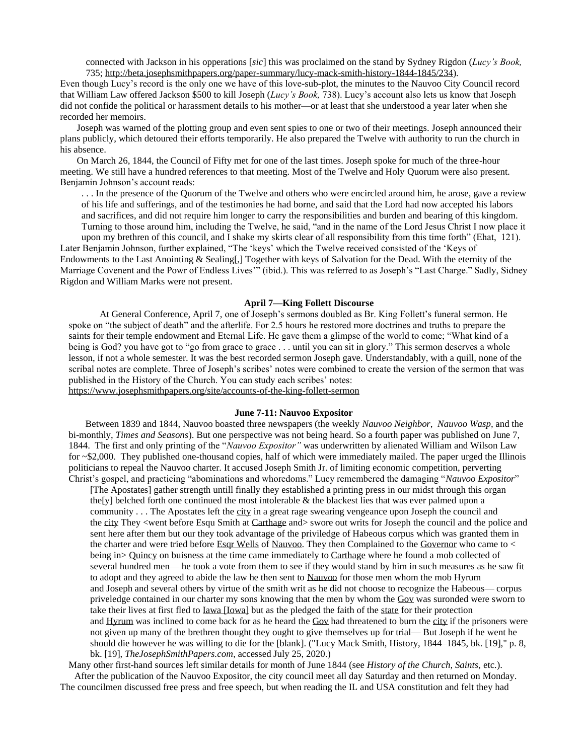> connected with Jackson in his opperations [*sic*] this was proclaimed on the stand by Sydney Rigdon (*Lucy's Book,* 735; http://beta.josephsmithpapers.org/paper-summary/lucy-mack-smith-history-1844-1845/234).

Even though Lucy's record is the only one we have of this love-sub-plot, the minutes to the Nauvoo City Council record that William Law offered Jackson $500 to kill Joseph (*Lucy's Book,* 738). Lucy's account also lets us know that Joseph did not confide the political or harassment details to his mother—or at least that she understood a year later when she recorded her memoirs.

Joseph was warned of the plotting group and even sent spies to one or two of their meetings. Joseph announced their plans publicly, which detoured their efforts temporarily. He also prepared the Twelve with authority to run the church in his absence.

On March 26, 1844, the Council of Fifty met for one of the last times. Joseph spoke for much of the three-hour meeting. We still have a hundred references to that meeting. Most of the Twelve and Holy Quorum were also present. Benjamin Johnson's account reads:

> . . . In the presence of the Quorum of the Twelve and others who were encircled around him, he arose, gave a review of his life and sufferings, and of the testimonies he had borne, and said that the Lord had now accepted his labors and sacrifices, and did not require him longer to carry the responsibilities and burden and bearing of this kingdom. Turning to those around him, including the Twelve, he said, "and in the name of the Lord Jesus Christ I now place it upon my brethren of this council, and I shake my skirts clear of all responsibility from this time forth" (Ehat, 121).

Later Benjamin Johnson, further explained, "The 'keys' which the Twelve received consisted of the 'Keys of Endowments to the Last Anointing & Sealing[,] Together with keys of Salvation for the Dead. With the eternity of the Marriage Covenent and the Powr of Endless Lives'" (ibid.). This was referred to as Joseph's "Last Charge." Sadly, Sidney Rigdon and William Marks were not present.

**April 7—King Follett Discourse**

At General Conference, April 7, one of Joseph's sermons doubled as Br. King Follett's funeral sermon. He spoke on "the subject of death" and the afterlife. For 2.5 hours he restored more doctrines and truths to prepare the saints for their temple endowment and Eternal Life. He gave them a glimpse of the world to come; "What kind of a being is God? you have got to "go from grace to grace . . . until you can sit in glory." This sermon deserves a whole lesson, if not a whole semester. It was the best recorded sermon Joseph gave. Understandably, with a quill, none of the scribal notes are complete. Three of Joseph's scribes' notes were combined to create the version of the sermon that was published in the History of the Church. You can study each scribes' notes: https://www.josephsmithpapers.org/site/accounts-of-the-king-follett-sermon

**June 7-11: Nauvoo Expositor**

Between 1839 and 1844, Nauvoo boasted three newspapers (the weekly *Nauvoo Neighbor*, *Nauvoo Wasp*, and the bi-monthly, *Times and Seasons*). But one perspective was not being heard. So a fourth paper was published on June 7, 1844. The first and only printing of the "*Nauvoo Expositor"* was underwritten by alienated William and Wilson Law for ~$2,000. They published one-thousand copies, half of which were immediately mailed. The paper urged the Illinois politicians to repeal the Nauvoo charter. It accused Joseph Smith Jr. of limiting economic competition, perverting Christ's gospel, and practicing "abominations and whoredoms." Lucy remembered the damaging "*Nauvoo Expositor*"

> [The Apostates] gather strength untill finally they established a printing press in our midst through this organ the[y] belched forth one continued the most intolerable & the blackest lies that was ever palmed upon a community . . . The Apostates left the city in a great rage swearing vengeance upon Joseph the council and the city They <went before Esqu Smith at Carthage and> swore out writs for Joseph the council and the police and sent here after them but our they took advantage of the priviledge of Habeous corpus which was granted them in the charter and were tried before Esqr Wells of Nauvoo. They then Complained to the Governor who came to < being in> Quincy on buisness at the time came immediately to Carthage where he found a mob collected of several hundred men— he took a vote from them to see if they would stand by him in such measures as he saw fit to adopt and they agreed to abide the law he then sent to Nauvoo for those men whom the mob Hyrum and Joseph and several others by virtue of the smith writ as he did not choose to recognize the Habeous— corpus priveledge contained in our charter my sons knowing that the men by whom the Gov was suronded were sworn to take their lives at first fled to Iawa [Iowa] but as the pledged the faith of the state for their protection and Hyrum was inclined to come back for as he heard the Gov had threatened to burn the city if the prisoners were not given up many of the brethren thought they ought to give themselves up for trial— But Joseph if he went he should die however he was willing to die for the [blank]. ("Lucy Mack Smith, History, 1844–1845, bk. [19]," p. 8, bk. [19], *TheJosephSmithPapers.com*, accessed July 25, 2020.)

Many other first-hand sources left similar details for month of June 1844 (see *History of the Church, Saints,* etc.).

After the publication of the Nauvoo Expositor, the city council meet all day Saturday and then returned on Monday. The councilmen discussed free press and free speech, but when reading the IL and USA constitution and felt they had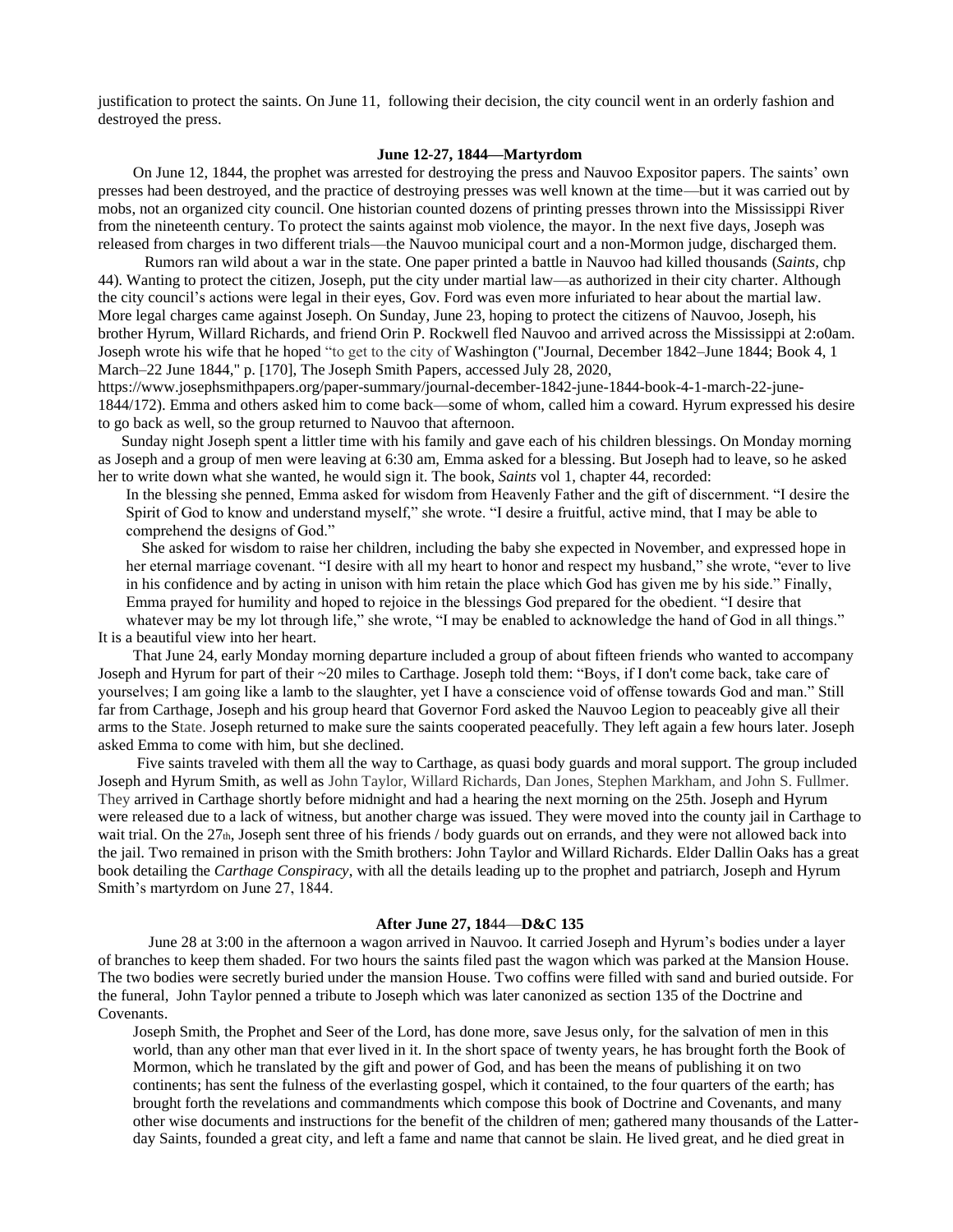justification to protect the saints. On June 11, following their decision, the city council went in an orderly fashion and destroyed the press.

**June 12-27, 1844—Martyrdom**

On June 12, 1844, the prophet was arrested for destroying the press and Nauvoo Expositor papers. The saints' own presses had been destroyed, and the practice of destroying presses was well known at the time—but it was carried out by mobs, not an organized city council. One historian counted dozens of printing presses thrown into the Mississippi River from the nineteenth century. To protect the saints against mob violence, the mayor. In the next five days, Joseph was released from charges in two different trials—the Nauvoo municipal court and a non-Mormon judge, discharged them.

Rumors ran wild about a war in the state. One paper printed a battle in Nauvoo had killed thousands (*Saints,* chp 44). Wanting to protect the citizen, Joseph, put the city under martial law—as authorized in their city charter. Although the city council's actions were legal in their eyes, Gov. Ford was even more infuriated to hear about the martial law. More legal charges came against Joseph. On Sunday, June 23, hoping to protect the citizens of Nauvoo, Joseph, his brother Hyrum, Willard Richards, and friend Orin P. Rockwell fled Nauvoo and arrived across the Mississippi at 2:o0am. Joseph wrote his wife that he hoped "to get to the city of Washington ("Journal, December 1842–June 1844; Book 4, 1 March–22 June 1844," p. [170], The Joseph Smith Papers, accessed July 28, 2020, https://www.josephsmithpapers.org/paper-summary/journal-december-1842-june-1844-book-4-1-march-22-june-1844/172). Emma and others asked him to come back—some of whom, called him a coward. Hyrum expressed his desire to go back as well, so the group returned to Nauvoo that afternoon.

Sunday night Joseph spent a littler time with his family and gave each of his children blessings. On Monday morning as Joseph and a group of men were leaving at 6:30 am, Emma asked for a blessing. But Joseph had to leave, so he asked her to write down what she wanted, he would sign it. The book, *Saints* vol 1, chapter 44, recorded:

> In the blessing she penned, Emma asked for wisdom from Heavenly Father and the gift of discernment. "I desire the Spirit of God to know and understand myself," she wrote. "I desire a fruitful, active mind, that I may be able to comprehend the designs of God."
>
> She asked for wisdom to raise her children, including the baby she expected in November, and expressed hope in her eternal marriage covenant. "I desire with all my heart to honor and respect my husband," she wrote, "ever to live in his confidence and by acting in unison with him retain the place which God has given me by his side." Finally, Emma prayed for humility and hoped to rejoice in the blessings God prepared for the obedient. "I desire that whatever may be my lot through life," she wrote, "I may be enabled to acknowledge the hand of God in all things."

It is a beautiful view into her heart.

That June 24, early Monday morning departure included a group of about fifteen friends who wanted to accompany Joseph and Hyrum for part of their ~20 miles to Carthage. Joseph told them: "Boys, if I don't come back, take care of yourselves; I am going like a lamb to the slaughter, yet I have a conscience void of offense towards God and man." Still far from Carthage, Joseph and his group heard that Governor Ford asked the Nauvoo Legion to peaceably give all their arms to the State. Joseph returned to make sure the saints cooperated peacefully. They left again a few hours later. Joseph asked Emma to come with him, but she declined.

Five saints traveled with them all the way to Carthage, as quasi body guards and moral support. The group included Joseph and Hyrum Smith, as well as John Taylor, Willard Richards, Dan Jones, Stephen Markham, and John S. Fullmer. They arrived in Carthage shortly before midnight and had a hearing the next morning on the 25th. Joseph and Hyrum were released due to a lack of witness, but another charge was issued. They were moved into the county jail in Carthage to wait trial. On the 27th, Joseph sent three of his friends / body guards out on errands, and they were not allowed back into the jail. Two remained in prison with the Smith brothers: John Taylor and Willard Richards. Elder Dallin Oaks has a great book detailing the *Carthage Conspiracy*, with all the details leading up to the prophet and patriarch, Joseph and Hyrum Smith's martyrdom on June 27, 1844.

**After June 27, 1844—D&C 135**

June 28 at 3:00 in the afternoon a wagon arrived in Nauvoo. It carried Joseph and Hyrum's bodies under a layer of branches to keep them shaded. For two hours the saints filed past the wagon which was parked at the Mansion House. The two bodies were secretly buried under the mansion House. Two coffins were filled with sand and buried outside. For the funeral, John Taylor penned a tribute to Joseph which was later canonized as section 135 of the Doctrine and Covenants.

> Joseph Smith, the Prophet and Seer of the Lord, has done more, save Jesus only, for the salvation of men in this world, than any other man that ever lived in it. In the short space of twenty years, he has brought forth the Book of Mormon, which he translated by the gift and power of God, and has been the means of publishing it on two continents; has sent the fulness of the everlasting gospel, which it contained, to the four quarters of the earth; has brought forth the revelations and commandments which compose this book of Doctrine and Covenants, and many other wise documents and instructions for the benefit of the children of men; gathered many thousands of the Latter-day Saints, founded a great city, and left a fame and name that cannot be slain. He lived great, and he died great in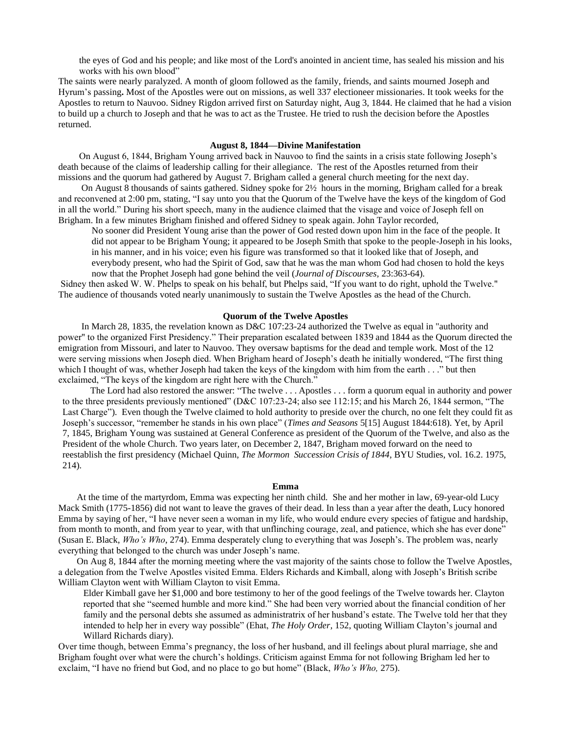> the eyes of God and his people; and like most of the Lord's anointed in ancient time, has sealed his mission and his works with his own blood"

The saints were nearly paralyzed. A month of gloom followed as the family, friends, and saints mourned Joseph and Hyrum's passing**.** Most of the Apostles were out on missions, as well 337 electioneer missionaries. It took weeks for the Apostles to return to Nauvoo. Sidney Rigdon arrived first on Saturday night, Aug 3, 1844. He claimed that he had a vision to build up a church to Joseph and that he was to act as the Trustee. He tried to rush the decision before the Apostles returned.

### August 8, 1844—Divine Manifestation

On August 6, 1844, Brigham Young arrived back in Nauvoo to find the saints in a crisis state following Joseph's death because of the claims of leadership calling for their allegiance. The rest of the Apostles returned from their missions and the quorum had gathered by August 7. Brigham called a general church meeting for the next day.

On August 8 thousands of saints gathered. Sidney spoke for 2½ hours in the morning, Brigham called for a break and reconvened at 2:00 pm, stating, "I say unto you that the Quorum of the Twelve have the keys of the kingdom of God in all the world." During his short speech, many in the audience claimed that the visage and voice of Joseph fell on Brigham. In a few minutes Brigham finished and offered Sidney to speak again. John Taylor recorded,

> No sooner did President Young arise than the power of God rested down upon him in the face of the people. It did not appear to be Brigham Young; it appeared to be Joseph Smith that spoke to the people-Joseph in his looks, in his manner, and in his voice; even his figure was transformed so that it looked like that of Joseph, and everybody present, who had the Spirit of God, saw that he was the man whom God had chosen to hold the keys now that the Prophet Joseph had gone behind the veil (*Journal of Discourses*, 23:363-64).

Sidney then asked W. W. Phelps to speak on his behalf, but Phelps said, "If you want to do right, uphold the Twelve." The audience of thousands voted nearly unanimously to sustain the Twelve Apostles as the head of the Church.

### Quorum of the Twelve Apostles

In March 28, 1835, the revelation known as D&C 107:23-24 authorized the Twelve as equal in "authority and power" to the organized First Presidency." Their preparation escalated between 1839 and 1844 as the Quorum directed the emigration from Missouri, and later to Nauvoo. They oversaw baptisms for the dead and temple work. Most of the 12 were serving missions when Joseph died. When Brigham heard of Joseph's death he initially wondered, "The first thing which I thought of was, whether Joseph had taken the keys of the kingdom with him from the earth . . ." but then exclaimed, "The keys of the kingdom are right here with the Church."

The Lord had also restored the answer: "The twelve . . . Apostles . . . form a quorum equal in authority and power to the three presidents previously mentioned" (D&C 107:23-24; also see 112:15; and his March 26, 1844 sermon, "The Last Charge"). Even though the Twelve claimed to hold authority to preside over the church, no one felt they could fit as Joseph's successor, "remember he stands in his own place" (*Times and Seasons* 5[15] August 1844:618). Yet, by April 7, 1845, Brigham Young was sustained at General Conference as president of the Quorum of the Twelve, and also as the President of the whole Church. Two years later, on December 2, 1847, Brigham moved forward on the need to reestablish the first presidency (Michael Quinn, *The Mormon Succession Crisis of 1844*, BYU Studies, vol. 16.2. 1975, 214).

### Emma

At the time of the martyrdom, Emma was expecting her ninth child. She and her mother in law, 69-year-old Lucy Mack Smith (1775-1856) did not want to leave the graves of their dead. In less than a year after the death, Lucy honored Emma by saying of her, "I have never seen a woman in my life, who would endure every species of fatigue and hardship, from month to month, and from year to year, with that unflinching courage, zeal, and patience, which she has ever done" (Susan E. Black, *Who's Who*, 274). Emma desperately clung to everything that was Joseph's. The problem was, nearly everything that belonged to the church was under Joseph's name.

On Aug 8, 1844 after the morning meeting where the vast majority of the saints chose to follow the Twelve Apostles, a delegation from the Twelve Apostles visited Emma. Elders Richards and Kimball, along with Joseph's British scribe William Clayton went with William Clayton to visit Emma.

> Elder Kimball gave her $1,000 and bore testimony to her of the good feelings of the Twelve towards her. Clayton reported that she "seemed humble and more kind." She had been very worried about the financial condition of her family and the personal debts she assumed as administratrix of her husband's estate. The Twelve told her that they intended to help her in every way possible" (Ehat, *The Holy Order*, 152, quoting William Clayton's journal and Willard Richards diary).

Over time though, between Emma's pregnancy, the loss of her husband, and ill feelings about plural marriage, she and Brigham fought over what were the church's holdings. Criticism against Emma for not following Brigham led her to exclaim, "I have no friend but God, and no place to go but home" (Black, *Who's Who,* 275).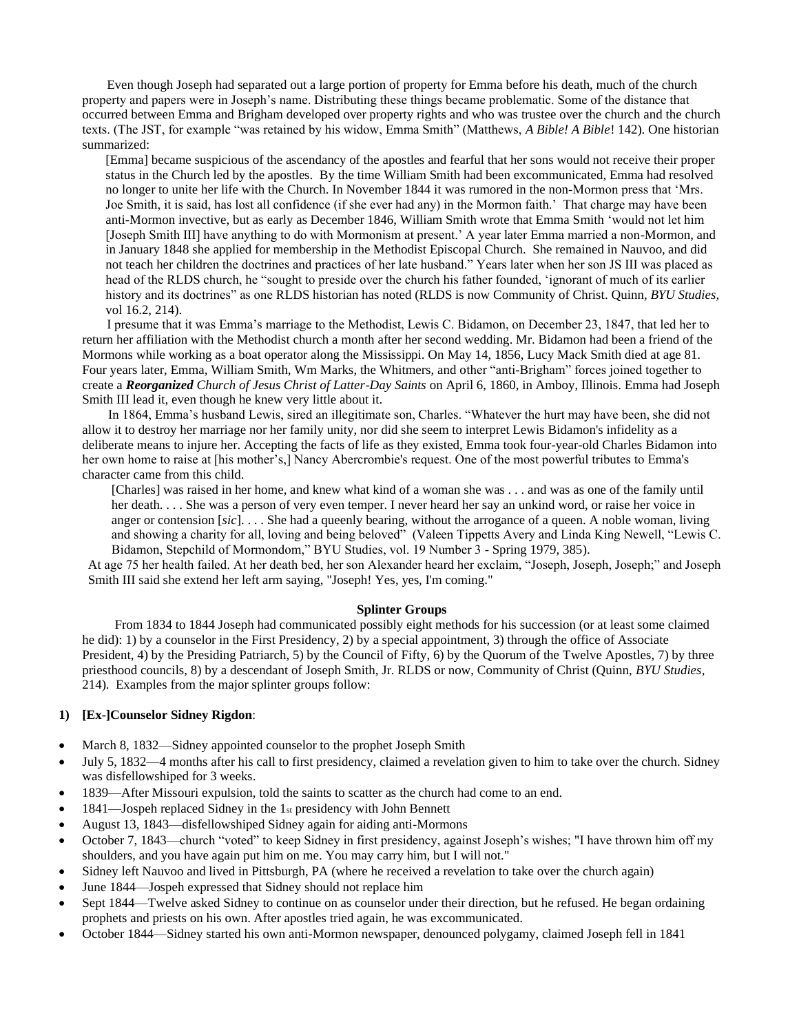Even though Joseph had separated out a large portion of property for Emma before his death, much of the church property and papers were in Joseph's name. Distributing these things became problematic. Some of the distance that occurred between Emma and Brigham developed over property rights and who was trustee over the church and the church texts. (The JST, for example "was retained by his widow, Emma Smith" (Matthews, *A Bible! A Bible*! 142). One historian summarized:

> [Emma] became suspicious of the ascendancy of the apostles and fearful that her sons would not receive their proper status in the Church led by the apostles. By the time William Smith had been excommunicated, Emma had resolved no longer to unite her life with the Church. In November 1844 it was rumored in the non-Mormon press that 'Mrs. Joe Smith, it is said, has lost all confidence (if she ever had any) in the Mormon faith.' That charge may have been anti-Mormon invective, but as early as December 1846, William Smith wrote that Emma Smith 'would not let him [Joseph Smith III] have anything to do with Mormonism at present.' A year later Emma married a non-Mormon, and in January 1848 she applied for membership in the Methodist Episcopal Church. She remained in Nauvoo, and did not teach her children the doctrines and practices of her late husband." Years later when her son JS III was placed as head of the RLDS church, he "sought to preside over the church his father founded, 'ignorant of much of its earlier history and its doctrines" as one RLDS historian has noted (RLDS is now Community of Christ. Quinn, *BYU Studies,* vol 16.2, 214).

I presume that it was Emma's marriage to the Methodist, Lewis C. Bidamon, on December 23, 1847, that led her to return her affiliation with the Methodist church a month after her second wedding. Mr. Bidamon had been a friend of the Mormons while working as a boat operator along the Mississippi. On May 14, 1856, Lucy Mack Smith died at age 81. Four years later, Emma, William Smith, Wm Marks, the Whitmers, and other "anti-Brigham" forces joined together to create a ***Reorganized*** *Church of Jesus Christ of Latter-Day Saints* on April 6, 1860, in Amboy, Illinois. Emma had Joseph Smith III lead it, even though he knew very little about it.

In 1864, Emma's husband Lewis, sired an illegitimate son, Charles. "Whatever the hurt may have been, she did not allow it to destroy her marriage nor her family unity, nor did she seem to interpret Lewis Bidamon's infidelity as a deliberate means to injure her. Accepting the facts of life as they existed, Emma took four-year-old Charles Bidamon into her own home to raise at [his mother's,] Nancy Abercrombie's request. One of the most powerful tributes to Emma's character came from this child.

> [Charles] was raised in her home, and knew what kind of a woman she was . . . and was as one of the family until her death. . . . She was a person of very even temper. I never heard her say an unkind word, or raise her voice in anger or contension [*sic*]. . . . She had a queenly bearing, without the arrogance of a queen. A noble woman, living and showing a charity for all, loving and being beloved" (Valeen Tippetts Avery and Linda King Newell, "Lewis C. Bidamon, Stepchild of Mormondom," BYU Studies, vol. 19 Number 3 - Spring 1979, 385).

At age 75 her health failed. At her death bed, her son Alexander heard her exclaim, "Joseph, Joseph, Joseph;" and Joseph Smith III said she extend her left arm saying, "Joseph! Yes, yes, I'm coming."

## Splinter Groups

From 1834 to 1844 Joseph had communicated possibly eight methods for his succession (or at least some claimed he did): 1) by a counselor in the First Presidency, 2) by a special appointment, 3) through the office of Associate President, 4) by the Presiding Patriarch, 5) by the Council of Fifty, 6) by the Quorum of the Twelve Apostles, 7) by three priesthood councils, 8) by a descendant of Joseph Smith, Jr. RLDS or now, Community of Christ (Quinn, *BYU Studies,* 214). Examples from the major splinter groups follow:

### 1) [Ex-]Counselor Sidney Rigdon:

- March 8, 1832—Sidney appointed counselor to the prophet Joseph Smith
- July 5, 1832—4 months after his call to first presidency, claimed a revelation given to him to take over the church. Sidney was disfellowshiped for 3 weeks.
- 1839—After Missouri expulsion, told the saints to scatter as the church had come to an end.
- 1841—Jospeh replaced Sidney in the 1st presidency with John Bennett
- August 13, 1843—disfellowshiped Sidney again for aiding anti-Mormons
- October 7, 1843—church "voted" to keep Sidney in first presidency, against Joseph's wishes; "I have thrown him off my shoulders, and you have again put him on me. You may carry him, but I will not."
- Sidney left Nauvoo and lived in Pittsburgh, PA (where he received a revelation to take over the church again)
- June 1844—Jospeh expressed that Sidney should not replace him
- Sept 1844—Twelve asked Sidney to continue on as counselor under their direction, but he refused. He began ordaining prophets and priests on his own. After apostles tried again, he was excommunicated.
- October 1844—Sidney started his own anti-Mormon newspaper, denounced polygamy, claimed Joseph fell in 1841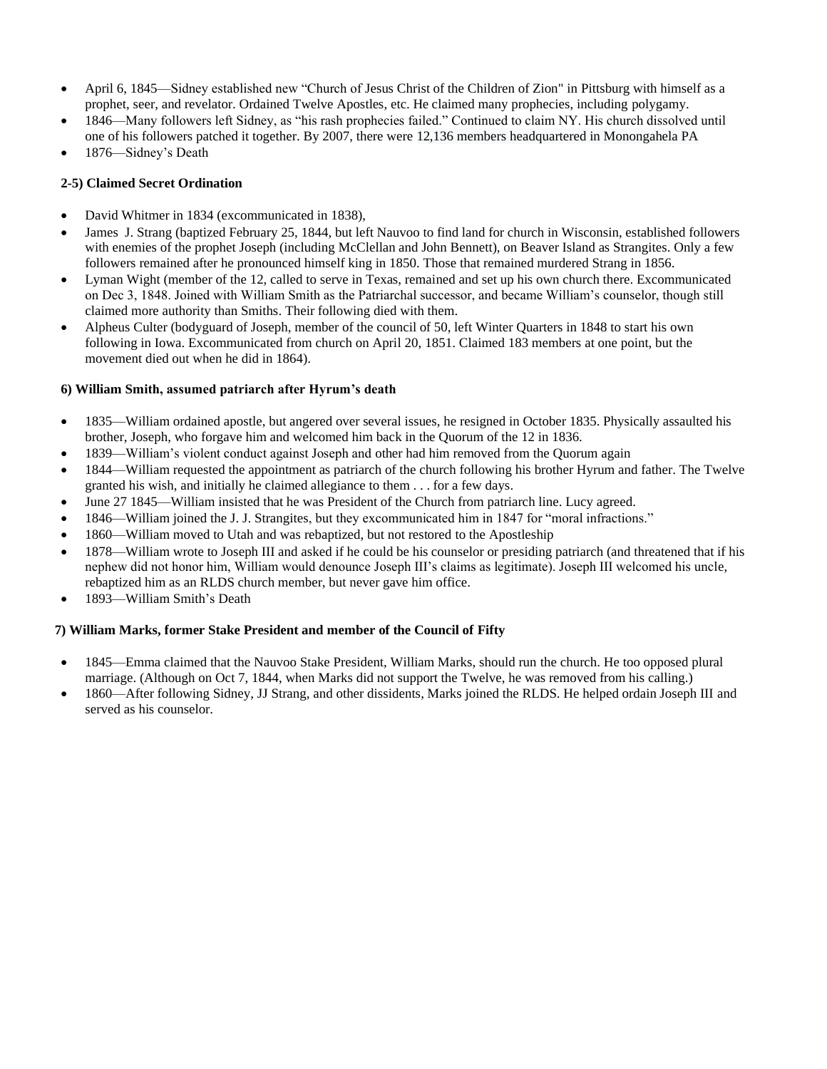- April 6, 1845—Sidney established new "Church of Jesus Christ of the Children of Zion" in Pittsburg with himself as a prophet, seer, and revelator. Ordained Twelve Apostles, etc. He claimed many prophecies, including polygamy.
- 1846—Many followers left Sidney, as "his rash prophecies failed." Continued to claim NY. His church dissolved until one of his followers patched it together. By 2007, there were 12,136 members headquartered in Monongahela PA
- 1876—Sidney's Death

**2-5) Claimed Secret Ordination**

- David Whitmer in 1834 (excommunicated in 1838),
- James J. Strang (baptized February 25, 1844, but left Nauvoo to find land for church in Wisconsin, established followers with enemies of the prophet Joseph (including McClellan and John Bennett), on Beaver Island as Strangites. Only a few followers remained after he pronounced himself king in 1850. Those that remained murdered Strang in 1856.
- Lyman Wight (member of the 12, called to serve in Texas, remained and set up his own church there. Excommunicated on Dec 3, 1848. Joined with William Smith as the Patriarchal successor, and became William's counselor, though still claimed more authority than Smiths. Their following died with them.
- Alpheus Culter (bodyguard of Joseph, member of the council of 50, left Winter Quarters in 1848 to start his own following in Iowa. Excommunicated from church on April 20, 1851. Claimed 183 members at one point, but the movement died out when he did in 1864).

**6) William Smith, assumed patriarch after Hyrum's death**

- 1835—William ordained apostle, but angered over several issues, he resigned in October 1835. Physically assaulted his brother, Joseph, who forgave him and welcomed him back in the Quorum of the 12 in 1836.
- 1839—William's violent conduct against Joseph and other had him removed from the Quorum again
- 1844—William requested the appointment as patriarch of the church following his brother Hyrum and father. The Twelve granted his wish, and initially he claimed allegiance to them . . . for a few days.
- June 27 1845—William insisted that he was President of the Church from patriarch line. Lucy agreed.
- 1846—William joined the J. J. Strangites, but they excommunicated him in 1847 for "moral infractions."
- 1860—William moved to Utah and was rebaptized, but not restored to the Apostleship
- 1878—William wrote to Joseph III and asked if he could be his counselor or presiding patriarch (and threatened that if his nephew did not honor him, William would denounce Joseph III's claims as legitimate). Joseph III welcomed his uncle, rebaptized him as an RLDS church member, but never gave him office.
- 1893—William Smith's Death

**7) William Marks, former Stake President and member of the Council of Fifty**

- 1845—Emma claimed that the Nauvoo Stake President, William Marks, should run the church. He too opposed plural marriage. (Although on Oct 7, 1844, when Marks did not support the Twelve, he was removed from his calling.)
- 1860—After following Sidney, JJ Strang, and other dissidents, Marks joined the RLDS. He helped ordain Joseph III and served as his counselor.